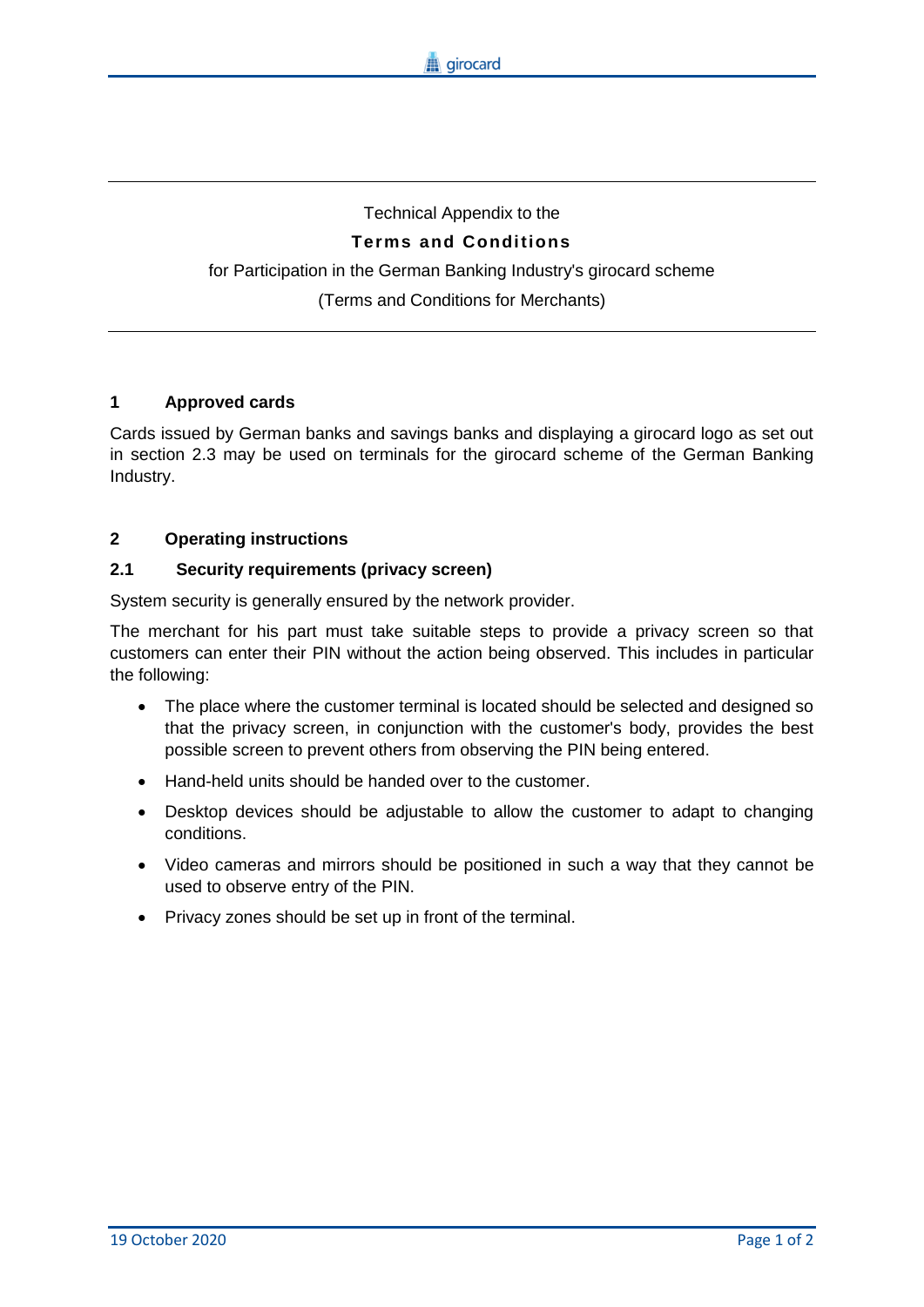Technical Appendix to the

**Terms and Conditions**

for Participation in the German Banking Industry's girocard scheme

(Terms and Conditions for Merchants)

## 1 Approved cards

Cards issued by German banks and savings banks and displaying a girocard logo as set out in section 2.3 may be used on terminals for the girocard scheme of the German Banking Industry.

## 2 Operating instructions

### 2.1 Security requirements (privacy screen)

System security is generally ensured by the network provider.

The merchant for his part must take suitable steps to provide a privacy screen so that customers can enter their PIN without the action being observed. This includes in particular the following:

- The place where the customer terminal is located should be selected and designed so that the privacy screen, in conjunction with the customer's body, provides the best possible screen to prevent others from observing the PIN being entered.
- Hand-held units should be handed over to the customer.
- Desktop devices should be adjustable to allow the customer to adapt to changing conditions.
- Video cameras and mirrors should be positioned in such a way that they cannot be used to observe entry of the PIN.
- Privacy zones should be set up in front of the terminal.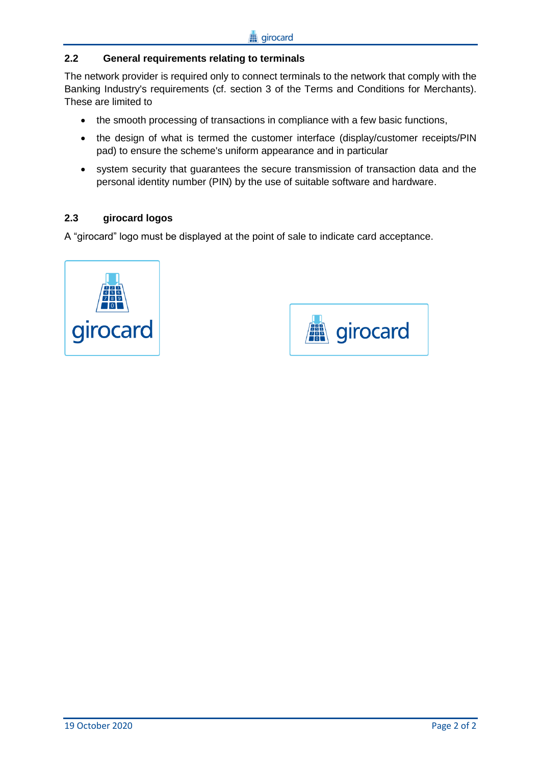## 2.2 General requirements relating to terminals

The network provider is required only to connect terminals to the network that comply with the Banking Industry's requirements (cf. section 3 of the Terms and Conditions for Merchants). These are limited to

- the smooth processing of transactions in compliance with a few basic functions,
- the design of what is termed the customer interface (display/customer receipts/PIN pad) to ensure the scheme's uniform appearance and in particular
- system security that guarantees the secure transmission of transaction data and the personal identity number (PIN) by the use of suitable software and hardware.

## 2.3 girocard logos

A “girocard” logo must be displayed at the point of sale to indicate card acceptance.

girocard

girocard